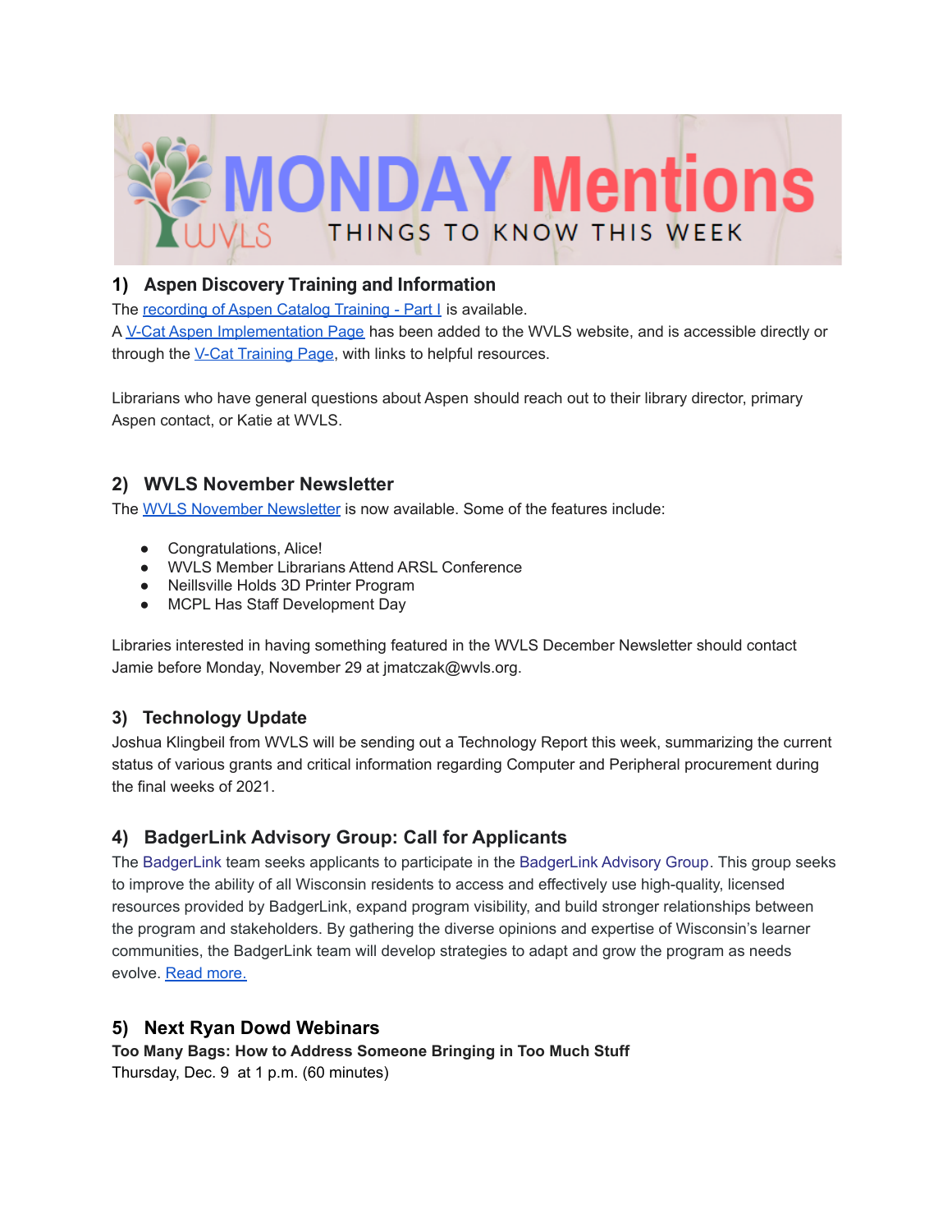# MONDAY Mentions

WVLS — THINGS TO KNOW THIS WEEK

## 1) Aspen Discovery Training and Information

The recording of Aspen Catalog Training - Part I is available.
A V-Cat Aspen Implementation Page has been added to the WVLS website, and is accessible directly or through the V-Cat Training Page, with links to helpful resources.

Librarians who have general questions about Aspen should reach out to their library director, primary Aspen contact, or Katie at WVLS.

## 2) WVLS November Newsletter

The WVLS November Newsletter is now available. Some of the features include:

- Congratulations, Alice!
- WVLS Member Librarians Attend ARSL Conference
- Neillsville Holds 3D Printer Program
- MCPL Has Staff Development Day

Libraries interested in having something featured in the WVLS December Newsletter should contact Jamie before Monday, November 29 at jmatczak@wvls.org.

## 3) Technology Update

Joshua Klingbeil from WVLS will be sending out a Technology Report this week, summarizing the current status of various grants and critical information regarding Computer and Peripheral procurement during the final weeks of 2021.

## 4) BadgerLink Advisory Group: Call for Applicants

The BadgerLink team seeks applicants to participate in the BadgerLink Advisory Group. This group seeks to improve the ability of all Wisconsin residents to access and effectively use high-quality, licensed resources provided by BadgerLink, expand program visibility, and build stronger relationships between the program and stakeholders. By gathering the diverse opinions and expertise of Wisconsin's learner communities, the BadgerLink team will develop strategies to adapt and grow the program as needs evolve. Read more.

## 5) Next Ryan Dowd Webinars

**Too Many Bags: How to Address Someone Bringing in Too Much Stuff**
Thursday, Dec. 9 at 1 p.m. (60 minutes)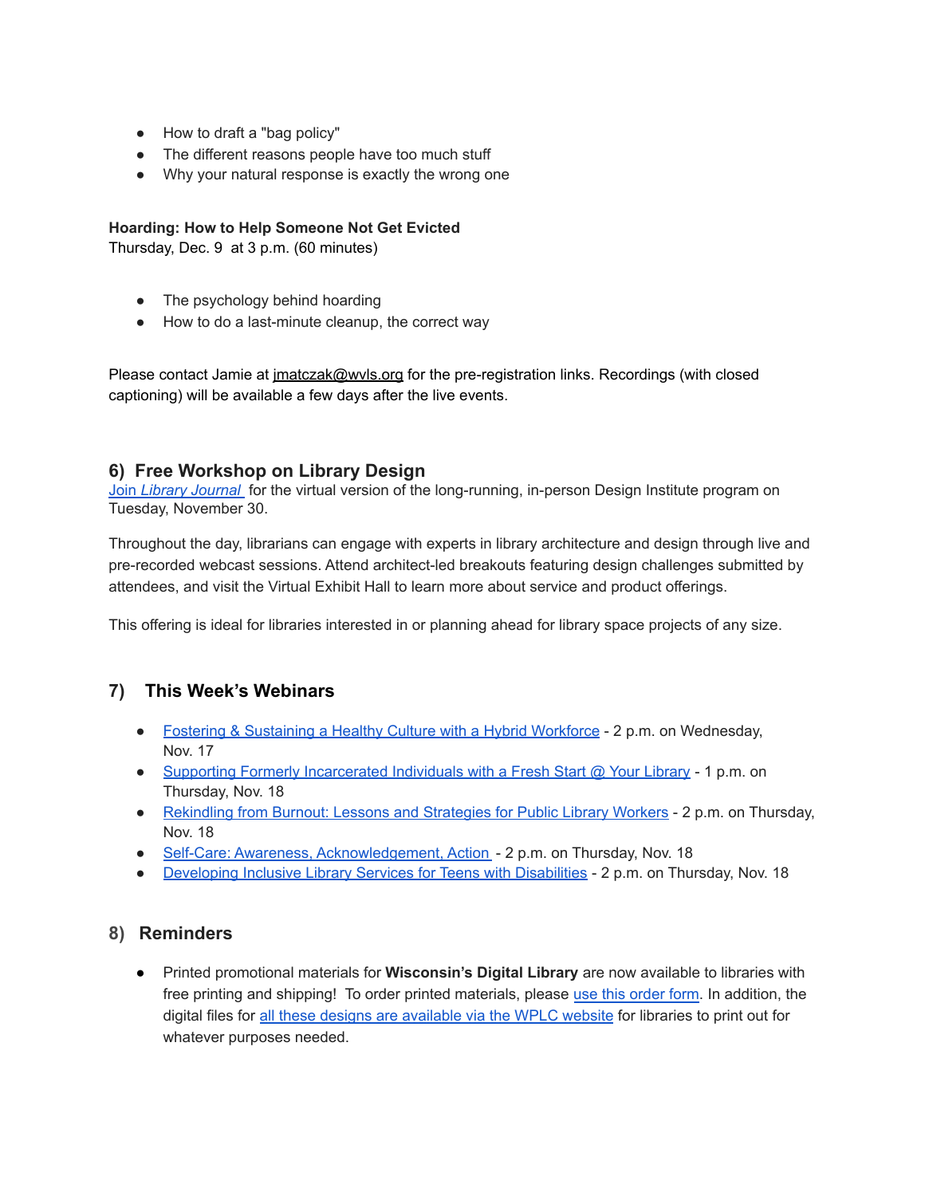- How to draft a "bag policy"
- The different reasons people have too much stuff
- Why your natural response is exactly the wrong one

**Hoarding: How to Help Someone Not Get Evicted**
Thursday, Dec. 9 at 3 p.m. (60 minutes)

- The psychology behind hoarding
- How to do a last-minute cleanup, the correct way

Please contact Jamie at jmatczak@wvls.org for the pre-registration links. Recordings (with closed captioning) will be available a few days after the live events.

## 6) Free Workshop on Library Design

Join *Library Journal* for the virtual version of the long-running, in-person Design Institute program on Tuesday, November 30.

Throughout the day, librarians can engage with experts in library architecture and design through live and pre-recorded webcast sessions. Attend architect-led breakouts featuring design challenges submitted by attendees, and visit the Virtual Exhibit Hall to learn more about service and product offerings.

This offering is ideal for libraries interested in or planning ahead for library space projects of any size.

## 7) This Week's Webinars

- Fostering & Sustaining a Healthy Culture with a Hybrid Workforce - 2 p.m. on Wednesday, Nov. 17
- Supporting Formerly Incarcerated Individuals with a Fresh Start @ Your Library - 1 p.m. on Thursday, Nov. 18
- Rekindling from Burnout: Lessons and Strategies for Public Library Workers - 2 p.m. on Thursday, Nov. 18
- Self-Care: Awareness, Acknowledgement, Action - 2 p.m. on Thursday, Nov. 18
- Developing Inclusive Library Services for Teens with Disabilities - 2 p.m. on Thursday, Nov. 18

## 8) Reminders

- Printed promotional materials for **Wisconsin's Digital Library** are now available to libraries with free printing and shipping! To order printed materials, please use this order form. In addition, the digital files for all these designs are available via the WPLC website for libraries to print out for whatever purposes needed.